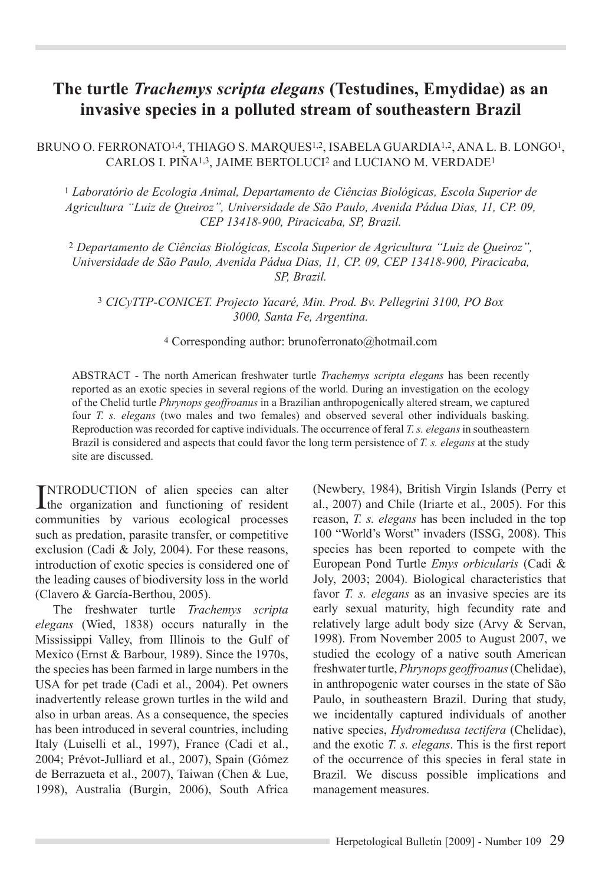# The turtle *Trachemys scripta elegans* (Testudines, Emydidae) as an invasive species in a polluted stream of southeastern Brazil

BRUNO O. FERRONATO[1,4], THIAGO S. MARQUES[1,2], ISABELA GUARDIA[1,2], ANA L. B. LONGO[1], CARLOS I. PIÑA[1,3], JAIME BERTOLUCI[2] and LUCIANO M. VERDADE[1]

[1] *Laboratório de Ecologia Animal, Departamento de Ciências Biológicas, Escola Superior de Agricultura "Luiz de Queiroz", Universidade de São Paulo, Avenida Pádua Dias, 11, CP. 09, CEP 13418-900, Piracicaba, SP, Brazil.*

[2] *Departamento de Ciências Biológicas, Escola Superior de Agricultura "Luiz de Queiroz", Universidade de São Paulo, Avenida Pádua Dias, 11, CP. 09, CEP 13418-900, Piracicaba, SP, Brazil.*

[3] *CICyTTP-CONICET. Projecto Yacaré, Min. Prod. Bv. Pellegrini 3100, PO Box 3000, Santa Fe, Argentina.*

[4] Corresponding author: brunoferronato@hotmail.com

ABSTRACT - The north American freshwater turtle *Trachemys scripta elegans* has been recently reported as an exotic species in several regions of the world. During an investigation on the ecology of the Chelid turtle *Phrynops geoffroanus* in a Brazilian anthropogenically altered stream, we captured four *T. s. elegans* (two males and two females) and observed several other individuals basking. Reproduction was recorded for captive individuals. The occurrence of feral *T. s. elegans* in southeastern Brazil is considered and aspects that could favor the long term persistence of *T. s. elegans* at the study site are discussed.

INTRODUCTION of alien species can alter the organization and functioning of resident communities by various ecological processes such as predation, parasite transfer, or competitive exclusion (Cadi & Joly, 2004). For these reasons, introduction of exotic species is considered one of the leading causes of biodiversity loss in the world (Clavero & García-Berthou, 2005).

The freshwater turtle *Trachemys scripta elegans* (Wied, 1838) occurs naturally in the Mississippi Valley, from Illinois to the Gulf of Mexico (Ernst & Barbour, 1989). Since the 1970s, the species has been farmed in large numbers in the USA for pet trade (Cadi et al., 2004). Pet owners inadvertently release grown turtles in the wild and also in urban areas. As a consequence, the species has been introduced in several countries, including Italy (Luiselli et al., 1997), France (Cadi et al., 2004; Prévot-Julliard et al., 2007), Spain (Gómez de Berrazueta et al., 2007), Taiwan (Chen & Lue, 1998), Australia (Burgin, 2006), South Africa (Newbery, 1984), British Virgin Islands (Perry et al., 2007) and Chile (Iriarte et al., 2005). For this reason, *T. s. elegans* has been included in the top 100 "World's Worst" invaders (ISSG, 2008). This species has been reported to compete with the European Pond Turtle *Emys orbicularis* (Cadi & Joly, 2003; 2004). Biological characteristics that favor *T. s. elegans* as an invasive species are its early sexual maturity, high fecundity rate and relatively large adult body size (Arvy & Servan, 1998). From November 2005 to August 2007, we studied the ecology of a native south American freshwater turtle, *Phrynops geoffroanus* (Chelidae), in anthropogenic water courses in the state of São Paulo, in southeastern Brazil. During that study, we incidentally captured individuals of another native species, *Hydromedusa tectifera* (Chelidae), and the exotic *T. s. elegans*. This is the first report of the occurrence of this species in feral state in Brazil. We discuss possible implications and management measures.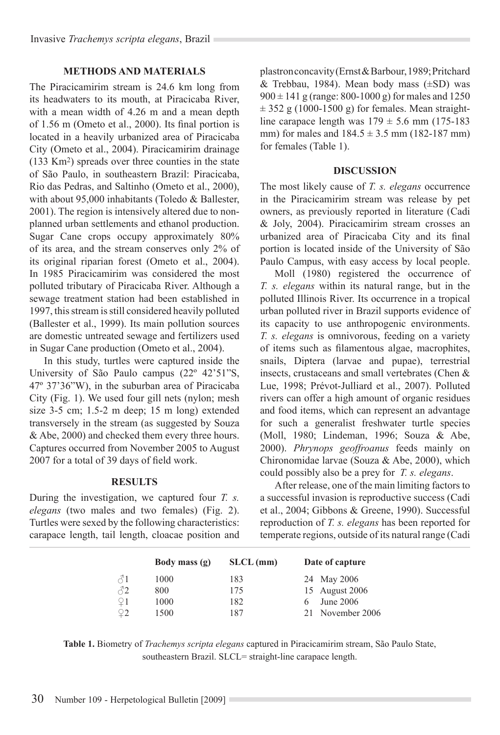## METHODS AND MATERIALS

The Piracicamirim stream is 24.6 km long from its headwaters to its mouth, at Piracicaba River, with a mean width of 4.26 m and a mean depth of 1.56 m (Ometo et al., 2000). Its final portion is located in a heavily urbanized area of Piracicaba City (Ometo et al., 2004). Piracicamirim drainage (133 Km$^2$) spreads over three counties in the state of São Paulo, in southeastern Brazil: Piracicaba, Rio das Pedras, and Saltinho (Ometo et al., 2000), with about 95,000 inhabitants (Toledo & Ballester, 2001). The region is intensively altered due to non-planned urban settlements and ethanol production. Sugar Cane crops occupy approximately 80% of its area, and the stream conserves only 2% of its original riparian forest (Ometo et al., 2004). In 1985 Piracicamirim was considered the most polluted tributary of Piracicaba River. Although a sewage treatment station had been established in 1997, this stream is still considered heavily polluted (Ballester et al., 1999). Its main pollution sources are domestic untreated sewage and fertilizers used in Sugar Cane production (Ometo et al., 2004).

In this study, turtles were captured inside the University of São Paulo campus (22º 42'51"S, 47º 37'36"W), in the suburban area of Piracicaba City (Fig. 1). We used four gill nets (nylon; mesh size 3-5 cm; 1.5-2 m deep; 15 m long) extended transversely in the stream (as suggested by Souza & Abe, 2000) and checked them every three hours. Captures occurred from November 2005 to August 2007 for a total of 39 days of field work.

## RESULTS

During the investigation, we captured four *T. s. elegans* (two males and two females) (Fig. 2). Turtles were sexed by the following characteristics: carapace length, tail length, cloacae position and plastron concavity (Ernst & Barbour, 1989; Pritchard & Trebbau, 1984). Mean body mass (±SD) was 900 ± 141 g (range: 800-1000 g) for males and 1250 ± 352 g (1000-1500 g) for females. Mean straight-line carapace length was 179 ± 5.6 mm (175-183 mm) for males and 184.5 ± 3.5 mm (182-187 mm) for females (Table 1).

## DISCUSSION

The most likely cause of *T. s. elegans* occurrence in the Piracicamirim stream was release by pet owners, as previously reported in literature (Cadi & Joly, 2004). Piracicamirim stream crosses an urbanized area of Piracicaba City and its final portion is located inside of the University of São Paulo Campus, with easy access by local people.

Moll (1980) registered the occurrence of *T. s. elegans* within its natural range, but in the polluted Illinois River. Its occurrence in a tropical urban polluted river in Brazil supports evidence of its capacity to use anthropogenic environments. *T. s. elegans* is omnivorous, feeding on a variety of items such as filamentous algae, macrophites, snails, Diptera (larvae and pupae), terrestrial insects, crustaceans and small vertebrates (Chen & Lue, 1998; Prévot-Julliard et al., 2007). Polluted rivers can offer a high amount of organic residues and food items, which can represent an advantage for such a generalist freshwater turtle species (Moll, 1980; Lindeman, 1996; Souza & Abe, 2000). *Phrynops geoffroanus* feeds mainly on Chironomidae larvae (Souza & Abe, 2000), which could possibly also be a prey for *T. s. elegans*.

After release, one of the main limiting factors to a successful invasion is reproductive success (Cadi et al., 2004; Gibbons & Greene, 1990). Successful reproduction of *T. s. elegans* has been reported for temperate regions, outside of its natural range (Cadi

| | Body mass (g) | SLCL (mm) | Date of capture |
|---|---|---|---|
| ♂1 | 1000 | 183 | 24 May 2006 |
| ♂2 | 800 | 175 | 15 August 2006 |
| ♀1 | 1000 | 182 | 6 June 2006 |
| ♀2 | 1500 | 187 | 21 November 2006 |

**Table 1.** Biometry of *Trachemys scripta elegans* captured in Piracicamirim stream, São Paulo State, southeastern Brazil. SLCL= straight-line carapace length.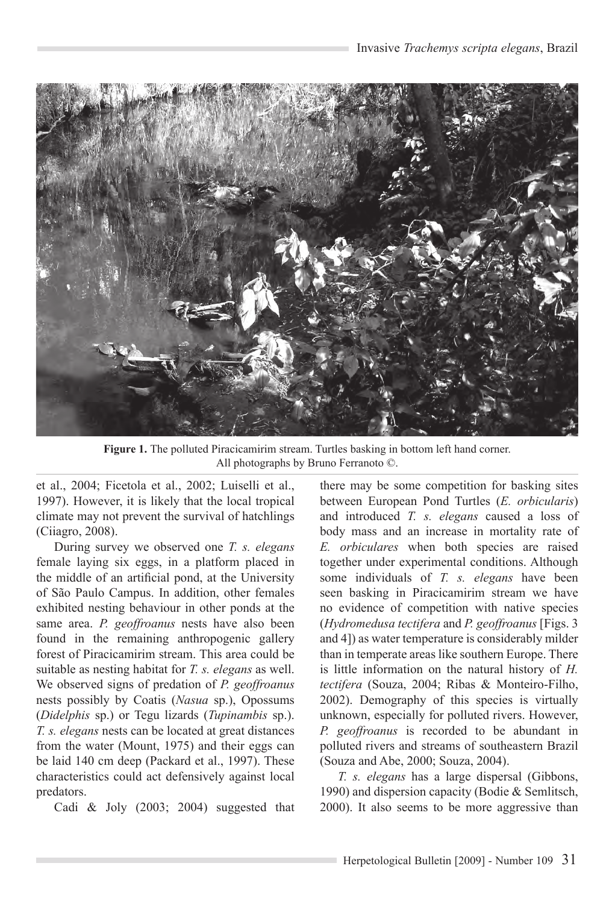**Figure 1.** The polluted Piracicamirim stream. Turtles basking in bottom left hand corner. All photographs by Bruno Ferranoto ©.

et al., 2004; Ficetola et al., 2002; Luiselli et al., 1997). However, it is likely that the local tropical climate may not prevent the survival of hatchlings (Ciiagro, 2008).

During survey we observed one *T. s. elegans* female laying six eggs, in a platform placed in the middle of an artificial pond, at the University of São Paulo Campus. In addition, other females exhibited nesting behaviour in other ponds at the same area. *P. geoffroanus* nests have also been found in the remaining anthropogenic gallery forest of Piracicamirim stream. This area could be suitable as nesting habitat for *T. s. elegans* as well. We observed signs of predation of *P. geoffroanus* nests possibly by Coatis (*Nasua* sp.), Opossums (*Didelphis* sp.) or Tegu lizards (*Tupinambis* sp.). *T. s. elegans* nests can be located at great distances from the water (Mount, 1975) and their eggs can be laid 140 cm deep (Packard et al., 1997). These characteristics could act defensively against local predators.

Cadi & Joly (2003; 2004) suggested that there may be some competition for basking sites between European Pond Turtles (*E. orbicularis*) and introduced *T. s. elegans* caused a loss of body mass and an increase in mortality rate of *E. orbiculares* when both species are raised together under experimental conditions. Although some individuals of *T. s. elegans* have been seen basking in Piracicamirim stream we have no evidence of competition with native species (*Hydromedusa tectifera* and *P. geoffroanus* [Figs. 3 and 4]) as water temperature is considerably milder than in temperate areas like southern Europe. There is little information on the natural history of *H. tectifera* (Souza, 2004; Ribas & Monteiro-Filho, 2002). Demography of this species is virtually unknown, especially for polluted rivers. However, *P. geoffroanus* is recorded to be abundant in polluted rivers and streams of southeastern Brazil (Souza and Abe, 2000; Souza, 2004).

*T. s. elegans* has a large dispersal (Gibbons, 1990) and dispersion capacity (Bodie & Semlitsch, 2000). It also seems to be more aggressive than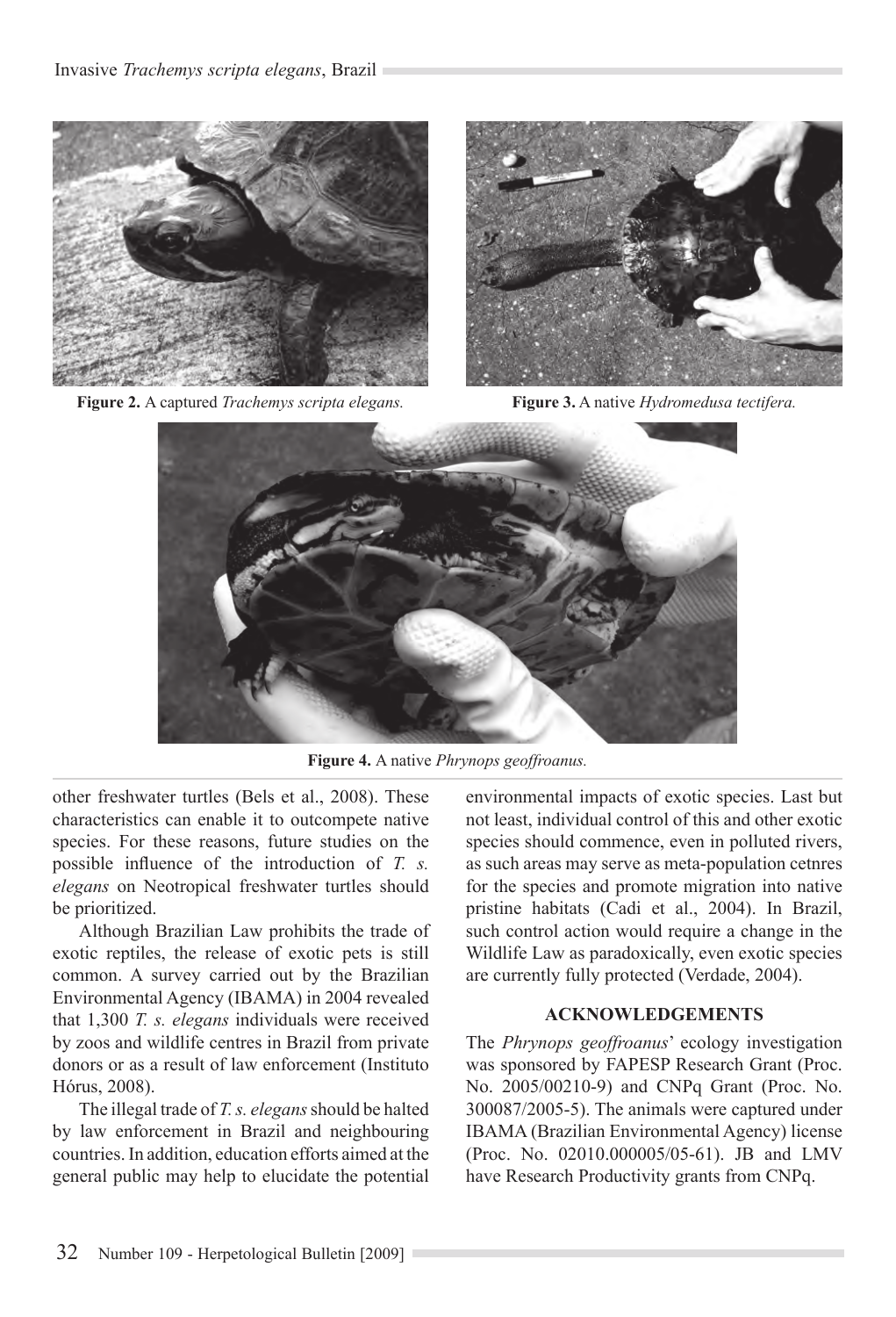**Figure 2.** A captured *Trachemys scripta elegans.*

**Figure 3.** A native *Hydromedusa tectifera.*

**Figure 4.** A native *Phrynops geoffroanus.*

other freshwater turtles (Bels et al., 2008). These characteristics can enable it to outcompete native species. For these reasons, future studies on the possible influence of the introduction of *T. s. elegans* on Neotropical freshwater turtles should be prioritized.

Although Brazilian Law prohibits the trade of exotic reptiles, the release of exotic pets is still common. A survey carried out by the Brazilian Environmental Agency (IBAMA) in 2004 revealed that 1,300 *T. s. elegans* individuals were received by zoos and wildlife centres in Brazil from private donors or as a result of law enforcement (Instituto Hórus, 2008).

The illegal trade of *T. s. elegans* should be halted by law enforcement in Brazil and neighbouring countries. In addition, education efforts aimed at the general public may help to elucidate the potential environmental impacts of exotic species. Last but not least, individual control of this and other exotic species should commence, even in polluted rivers, as such areas may serve as meta-population cetnres for the species and promote migration into native pristine habitats (Cadi et al., 2004). In Brazil, such control action would require a change in the Wildlife Law as paradoxically, even exotic species are currently fully protected (Verdade, 2004).

## ACKNOWLEDGEMENTS

The *Phrynops geoffroanus*' ecology investigation was sponsored by FAPESP Research Grant (Proc. No. 2005/00210-9) and CNPq Grant (Proc. No. 300087/2005-5). The animals were captured under IBAMA (Brazilian Environmental Agency) license (Proc. No. 02010.000005/05-61). JB and LMV have Research Productivity grants from CNPq.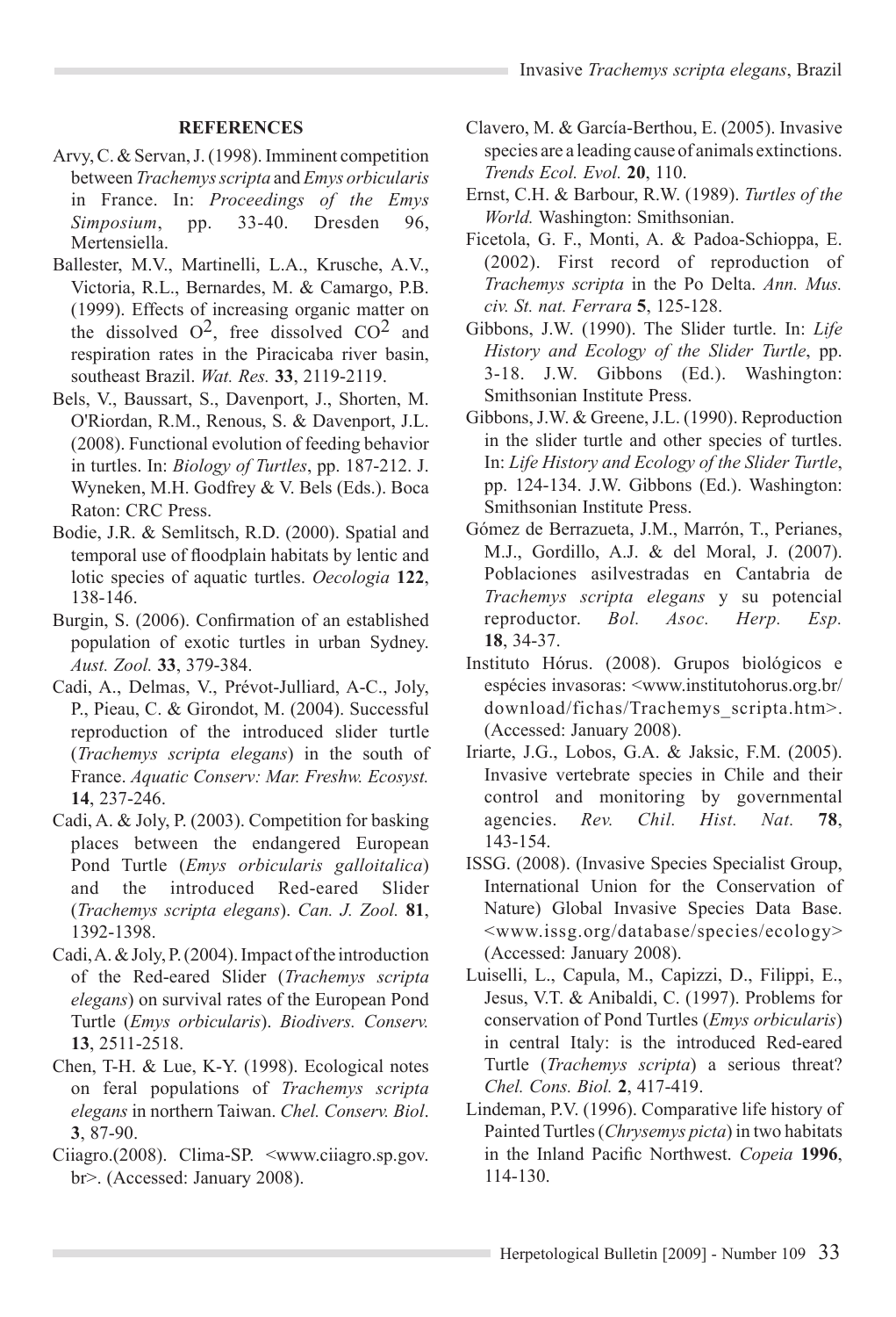## REFERENCES

Arvy, C. & Servan, J. (1998). Imminent competition between *Trachemys scripta* and *Emys orbicularis* in France. In: *Proceedings of the Emys Simposium*, pp. 33-40. Dresden 96, Mertensiella.

Ballester, M.V., Martinelli, L.A., Krusche, A.V., Victoria, R.L., Bernardes, M. & Camargo, P.B. (1999). Effects of increasing organic matter on the dissolved $O^2$, free dissolved $CO^2$ and respiration rates in the Piracicaba river basin, southeast Brazil. *Wat. Res.* **33**, 2119-2119.

Bels, V., Baussart, S., Davenport, J., Shorten, M. O'Riordan, R.M., Renous, S. & Davenport, J.L. (2008). Functional evolution of feeding behavior in turtles. In: *Biology of Turtles*, pp. 187-212. J. Wyneken, M.H. Godfrey & V. Bels (Eds.). Boca Raton: CRC Press.

Bodie, J.R. & Semlitsch, R.D. (2000). Spatial and temporal use of floodplain habitats by lentic and lotic species of aquatic turtles. *Oecologia* **122**, 138-146.

Burgin, S. (2006). Confirmation of an established population of exotic turtles in urban Sydney. *Aust. Zool.* **33**, 379-384.

Cadi, A., Delmas, V., Prévot-Julliard, A-C., Joly, P., Pieau, C. & Girondot, M. (2004). Successful reproduction of the introduced slider turtle (*Trachemys scripta elegans*) in the south of France. *Aquatic Conserv: Mar. Freshw. Ecosyst.* **14**, 237-246.

Cadi, A. & Joly, P. (2003). Competition for basking places between the endangered European Pond Turtle (*Emys orbicularis galloitalica*) and the introduced Red-eared Slider (*Trachemys scripta elegans*). *Can. J. Zool.* **81**, 1392-1398.

Cadi, A. & Joly, P. (2004). Impact of the introduction of the Red-eared Slider (*Trachemys scripta elegans*) on survival rates of the European Pond Turtle (*Emys orbicularis*). *Biodivers. Conserv.* **13**, 2511-2518.

Chen, T-H. & Lue, K-Y. (1998). Ecological notes on feral populations of *Trachemys scripta elegans* in northern Taiwan. *Chel. Conserv. Biol*. **3**, 87-90.

Ciiagro.(2008). Clima-SP. <www.ciiagro.sp.gov.br>. (Accessed: January 2008).

Clavero, M. & García-Berthou, E. (2005). Invasive species are a leading cause of animals extinctions. *Trends Ecol. Evol.* **20**, 110.

Ernst, C.H. & Barbour, R.W. (1989). *Turtles of the World.* Washington: Smithsonian.

Ficetola, G. F., Monti, A. & Padoa-Schioppa, E. (2002). First record of reproduction of *Trachemys scripta* in the Po Delta. *Ann. Mus. civ. St. nat. Ferrara* **5**, 125-128.

Gibbons, J.W. (1990). The Slider turtle. In: *Life History and Ecology of the Slider Turtle*, pp. 3-18. J.W. Gibbons (Ed.). Washington: Smithsonian Institute Press.

Gibbons, J.W. & Greene, J.L. (1990). Reproduction in the slider turtle and other species of turtles. In: *Life History and Ecology of the Slider Turtle*, pp. 124-134. J.W. Gibbons (Ed.). Washington: Smithsonian Institute Press.

Gómez de Berrazueta, J.M., Marrón, T., Perianes, M.J., Gordillo, A.J. & del Moral, J. (2007). Poblaciones asilvestradas en Cantabria de *Trachemys scripta elegans* y su potencial reproductor. *Bol. Asoc. Herp. Esp.* **18**, 34-37.

Instituto Hórus. (2008). Grupos biológicos e espécies invasoras: <www.institutohorus.org.br/download/fichas/Trachemys_scripta.htm>. (Accessed: January 2008).

Iriarte, J.G., Lobos, G.A. & Jaksic, F.M. (2005). Invasive vertebrate species in Chile and their control and monitoring by governmental agencies. *Rev. Chil. Hist. Nat.* **78**, 143-154.

ISSG. (2008). (Invasive Species Specialist Group, International Union for the Conservation of Nature) Global Invasive Species Data Base. <www.issg.org/database/species/ecology> (Accessed: January 2008).

Luiselli, L., Capula, M., Capizzi, D., Filippi, E., Jesus, V.T. & Anibaldi, C. (1997). Problems for conservation of Pond Turtles (*Emys orbicularis*) in central Italy: is the introduced Red-eared Turtle (*Trachemys scripta*) a serious threat? *Chel. Cons. Biol.* **2**, 417-419.

Lindeman, P.V. (1996). Comparative life history of Painted Turtles (*Chrysemys picta*) in two habitats in the Inland Pacific Northwest. *Copeia* **1996**, 114-130.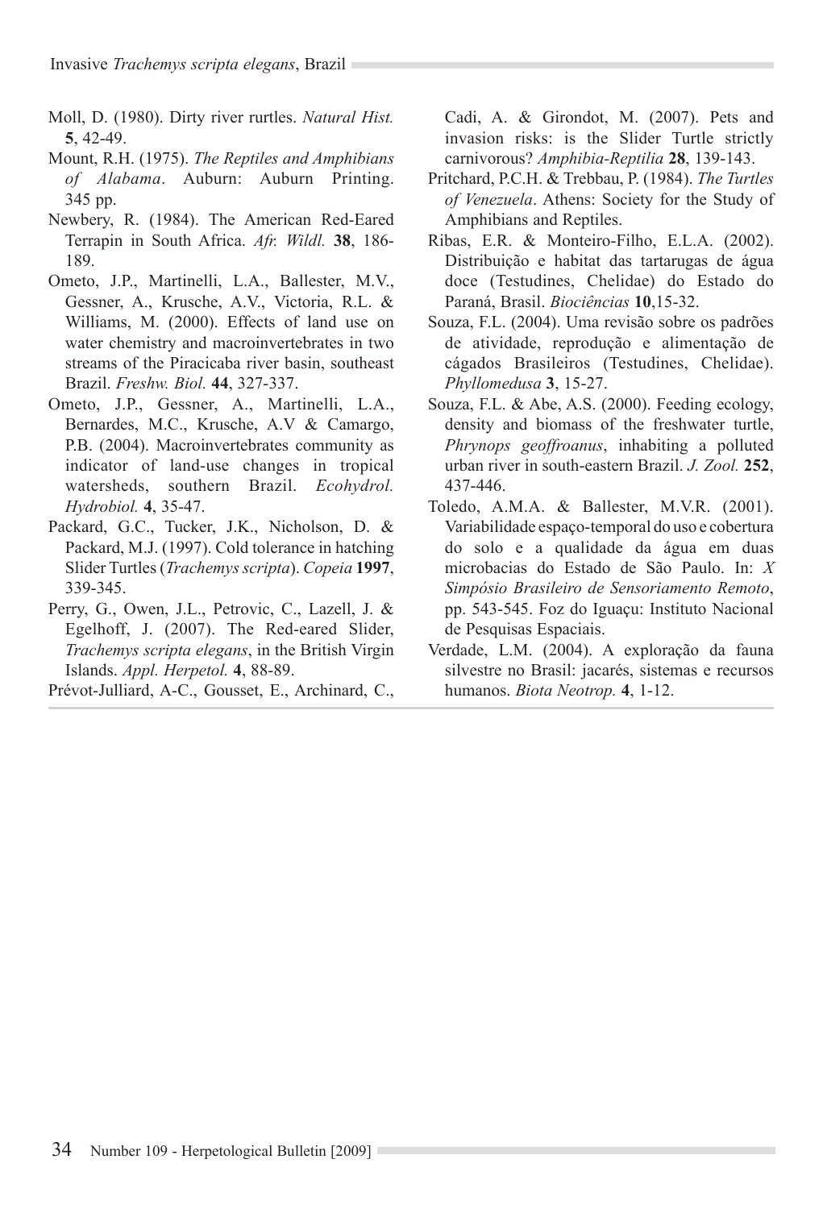Moll, D. (1980). Dirty river rurtles. *Natural Hist.* **5**, 42-49.

Mount, R.H. (1975). *The Reptiles and Amphibians of Alabama*. Auburn: Auburn Printing. 345 pp.

Newbery, R. (1984). The American Red-Eared Terrapin in South Africa. *Afr. Wildl.* **38**, 186-189.

Ometo, J.P., Martinelli, L.A., Ballester, M.V., Gessner, A., Krusche, A.V., Victoria, R.L. & Williams, M. (2000). Effects of land use on water chemistry and macroinvertebrates in two streams of the Piracicaba river basin, southeast Brazil. *Freshw. Biol.* **44**, 327-337.

Ometo, J.P., Gessner, A., Martinelli, L.A., Bernardes, M.C., Krusche, A.V & Camargo, P.B. (2004). Macroinvertebrates community as indicator of land-use changes in tropical watersheds, southern Brazil. *Ecohydrol. Hydrobiol.* **4**, 35-47.

Packard, G.C., Tucker, J.K., Nicholson, D. & Packard, M.J. (1997). Cold tolerance in hatching Slider Turtles (*Trachemys scripta*). *Copeia* **1997**, 339-345.

Perry, G., Owen, J.L., Petrovic, C., Lazell, J. & Egelhoff, J. (2007). The Red-eared Slider, *Trachemys scripta elegans*, in the British Virgin Islands. *Appl. Herpetol.* **4**, 88-89.

Prévot-Julliard, A-C., Gousset, E., Archinard, C., Cadi, A. & Girondot, M. (2007). Pets and invasion risks: is the Slider Turtle strictly carnivorous? *Amphibia-Reptilia* **28**, 139-143.

Pritchard, P.C.H. & Trebbau, P. (1984). *The Turtles of Venezuela*. Athens: Society for the Study of Amphibians and Reptiles.

Ribas, E.R. & Monteiro-Filho, E.L.A. (2002). Distribuição e habitat das tartarugas de água doce (Testudines, Chelidae) do Estado do Paraná, Brasil. *Biociências* **10**,15-32.

Souza, F.L. (2004). Uma revisão sobre os padrões de atividade, reprodução e alimentação de cágados Brasileiros (Testudines, Chelidae). *Phyllomedusa* **3**, 15-27.

Souza, F.L. & Abe, A.S. (2000). Feeding ecology, density and biomass of the freshwater turtle, *Phrynops geoffroanus*, inhabiting a polluted urban river in south-eastern Brazil. *J. Zool.* **252**, 437-446.

Toledo, A.M.A. & Ballester, M.V.R. (2001). Variabilidade espaço-temporal do uso e cobertura do solo e a qualidade da água em duas microbacias do Estado de São Paulo. In: *X Simpósio Brasileiro de Sensoriamento Remoto*, pp. 543-545. Foz do Iguaçu: Instituto Nacional de Pesquisas Espaciais.

Verdade, L.M. (2004). A exploração da fauna silvestre no Brasil: jacarés, sistemas e recursos humanos. *Biota Neotrop.* **4**, 1-12.